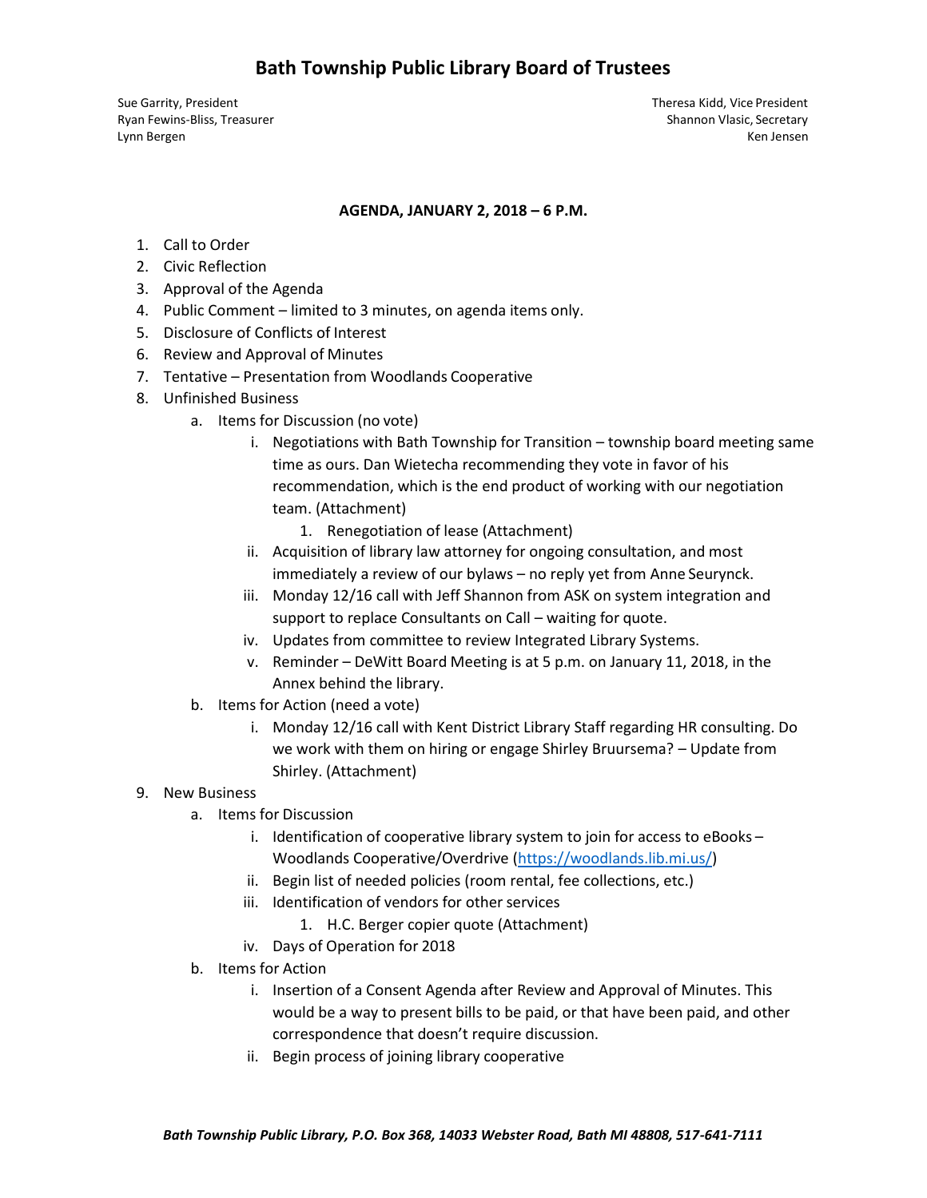# Bath Township Public Library Board of Trustees

Sue Garrity, President
Ryan Fewins-Bliss, Treasurer
Lynn Bergen

Theresa Kidd, Vice President
Shannon Vlasic, Secretary
Ken Jensen

**AGENDA, JANUARY 2, 2018 – 6 P.M.**

1. Call to Order
2. Civic Reflection
3. Approval of the Agenda
4. Public Comment – limited to 3 minutes, on agenda items only.
5. Disclosure of Conflicts of Interest
6. Review and Approval of Minutes
7. Tentative – Presentation from Woodlands Cooperative
8. Unfinished Business
    a. Items for Discussion (no vote)
        i. Negotiations with Bath Township for Transition – township board meeting same time as ours. Dan Wietecha recommending they vote in favor of his recommendation, which is the end product of working with our negotiation team. (Attachment)
            1. Renegotiation of lease (Attachment)
        ii. Acquisition of library law attorney for ongoing consultation, and most immediately a review of our bylaws – no reply yet from Anne Seurynck.
        iii. Monday 12/16 call with Jeff Shannon from ASK on system integration and support to replace Consultants on Call – waiting for quote.
        iv. Updates from committee to review Integrated Library Systems.
        v. Reminder – DeWitt Board Meeting is at 5 p.m. on January 11, 2018, in the Annex behind the library.
    b. Items for Action (need a vote)
        i. Monday 12/16 call with Kent District Library Staff regarding HR consulting. Do we work with them on hiring or engage Shirley Bruursema? – Update from Shirley. (Attachment)
9. New Business
    a. Items for Discussion
        i. Identification of cooperative library system to join for access to eBooks – Woodlands Cooperative/Overdrive (https://woodlands.lib.mi.us/)
        ii. Begin list of needed policies (room rental, fee collections, etc.)
        iii. Identification of vendors for other services
            1. H.C. Berger copier quote (Attachment)
        iv. Days of Operation for 2018
    b. Items for Action
        i. Insertion of a Consent Agenda after Review and Approval of Minutes. This would be a way to present bills to be paid, or that have been paid, and other correspondence that doesn't require discussion.
        ii. Begin process of joining library cooperative

*Bath Township Public Library, P.O. Box 368, 14033 Webster Road, Bath MI 48808, 517-641-7111*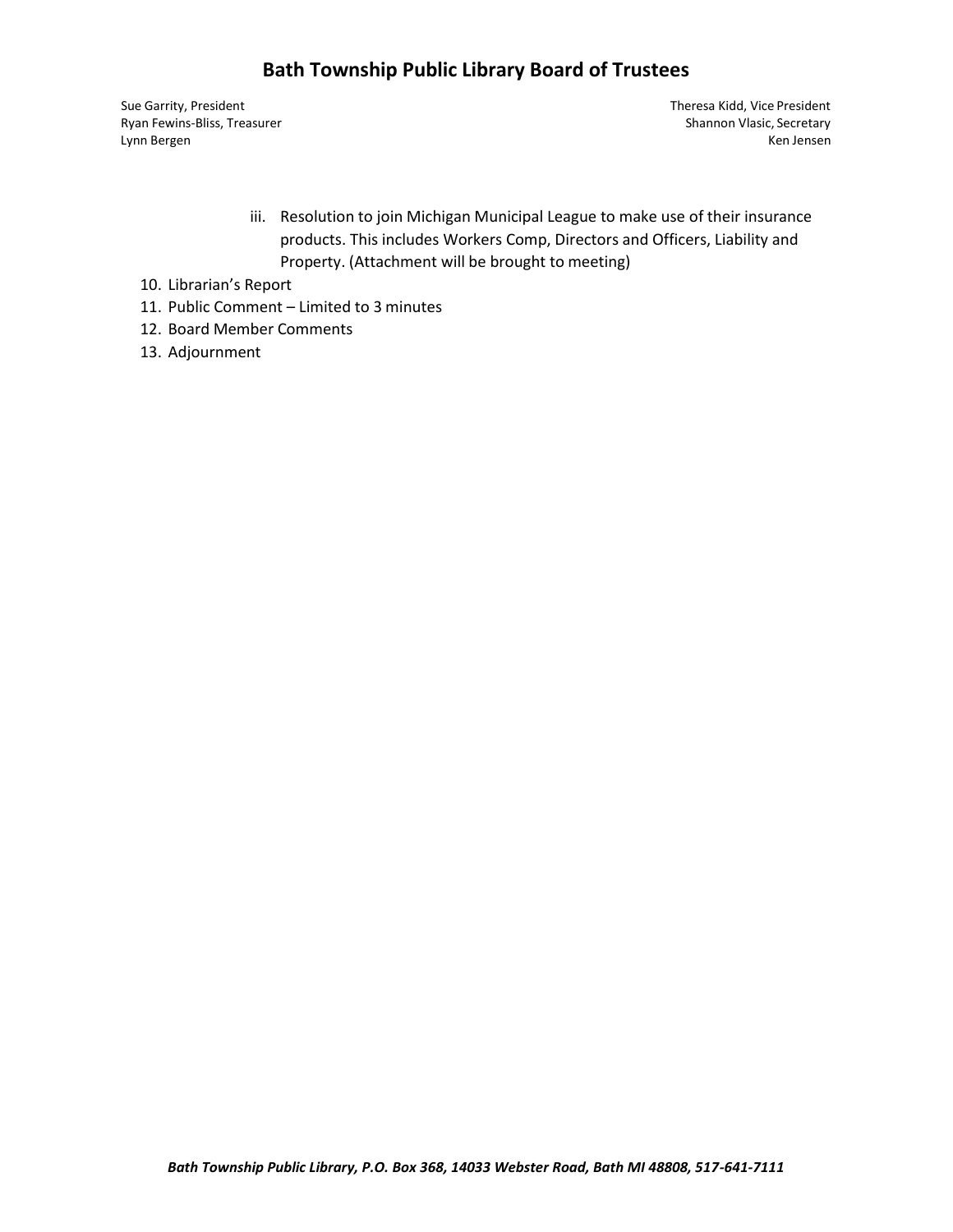iii. Resolution to join Michigan Municipal League to make use of their insurance products. This includes Workers Comp, Directors and Officers, Liability and Property. (Attachment will be brought to meeting)

10. Librarian's Report
11. Public Comment – Limited to 3 minutes
12. Board Member Comments
13. Adjournment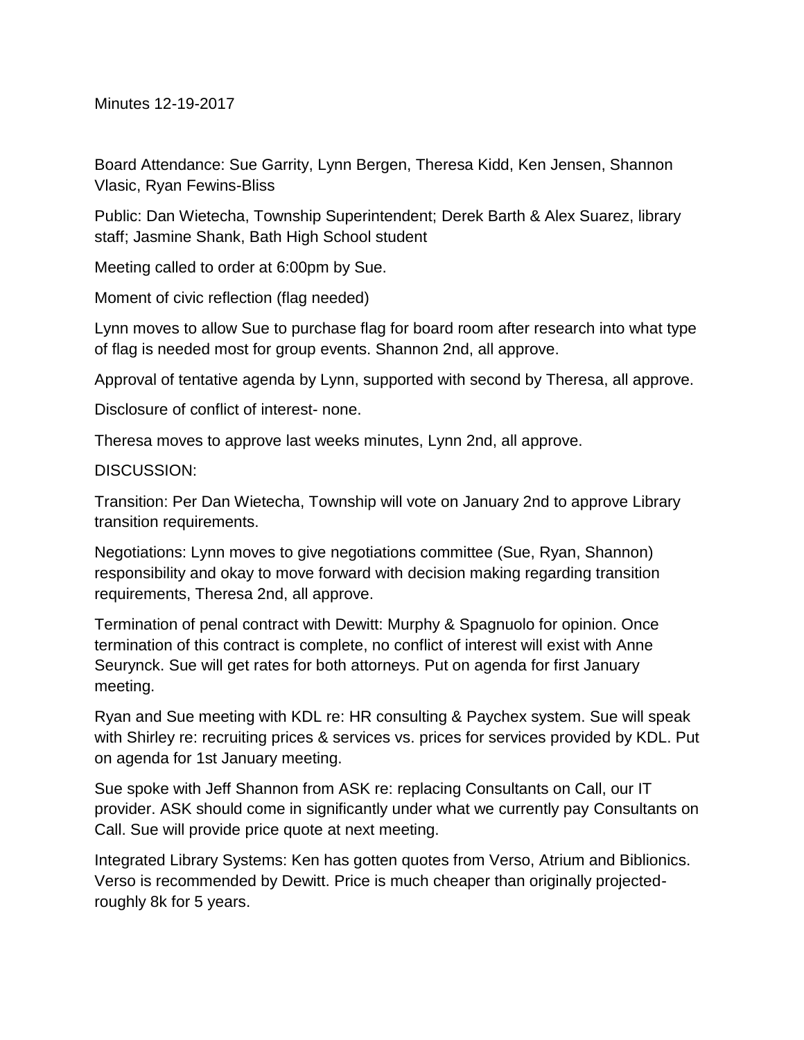Minutes 12-19-2017

Board Attendance: Sue Garrity, Lynn Bergen, Theresa Kidd, Ken Jensen, Shannon Vlasic, Ryan Fewins-Bliss

Public: Dan Wietecha, Township Superintendent; Derek Barth & Alex Suarez, library staff; Jasmine Shank, Bath High School student

Meeting called to order at 6:00pm by Sue.

Moment of civic reflection (flag needed)

Lynn moves to allow Sue to purchase flag for board room after research into what type of flag is needed most for group events. Shannon 2nd, all approve.

Approval of tentative agenda by Lynn, supported with second by Theresa, all approve.

Disclosure of conflict of interest- none.

Theresa moves to approve last weeks minutes, Lynn 2nd, all approve.

DISCUSSION:

Transition: Per Dan Wietecha, Township will vote on January 2nd to approve Library transition requirements.

Negotiations: Lynn moves to give negotiations committee (Sue, Ryan, Shannon) responsibility and okay to move forward with decision making regarding transition requirements, Theresa 2nd, all approve.

Termination of penal contract with Dewitt: Murphy & Spagnuolo for opinion. Once termination of this contract is complete, no conflict of interest will exist with Anne Seurynck. Sue will get rates for both attorneys. Put on agenda for first January meeting.

Ryan and Sue meeting with KDL re: HR consulting & Paychex system. Sue will speak with Shirley re: recruiting prices & services vs. prices for services provided by KDL. Put on agenda for 1st January meeting.

Sue spoke with Jeff Shannon from ASK re: replacing Consultants on Call, our IT provider. ASK should come in significantly under what we currently pay Consultants on Call. Sue will provide price quote at next meeting.

Integrated Library Systems: Ken has gotten quotes from Verso, Atrium and Biblionics. Verso is recommended by Dewitt. Price is much cheaper than originally projected- roughly 8k for 5 years.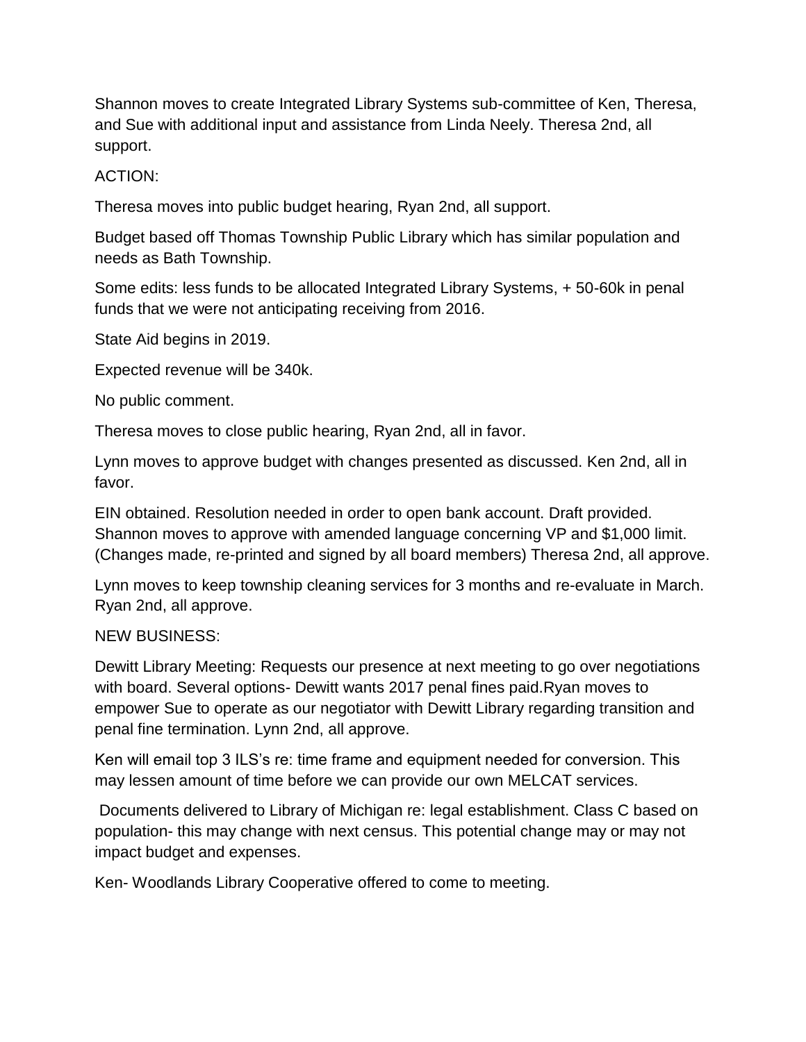Shannon moves to create Integrated Library Systems sub-committee of Ken, Theresa, and Sue with additional input and assistance from Linda Neely. Theresa 2nd, all support.

ACTION:

Theresa moves into public budget hearing, Ryan 2nd, all support.

Budget based off Thomas Township Public Library which has similar population and needs as Bath Township.

Some edits: less funds to be allocated Integrated Library Systems, + 50-60k in penal funds that we were not anticipating receiving from 2016.

State Aid begins in 2019.

Expected revenue will be 340k.

No public comment.

Theresa moves to close public hearing, Ryan 2nd, all in favor.

Lynn moves to approve budget with changes presented as discussed. Ken 2nd, all in favor.

EIN obtained. Resolution needed in order to open bank account. Draft provided. Shannon moves to approve with amended language concerning VP and $1,000 limit. (Changes made, re-printed and signed by all board members) Theresa 2nd, all approve.

Lynn moves to keep township cleaning services for 3 months and re-evaluate in March. Ryan 2nd, all approve.

NEW BUSINESS:

Dewitt Library Meeting: Requests our presence at next meeting to go over negotiations with board. Several options- Dewitt wants 2017 penal fines paid.Ryan moves to empower Sue to operate as our negotiator with Dewitt Library regarding transition and penal fine termination. Lynn 2nd, all approve.

Ken will email top 3 ILS's re: time frame and equipment needed for conversion. This may lessen amount of time before we can provide our own MELCAT services.

Documents delivered to Library of Michigan re: legal establishment. Class C based on population- this may change with next census. This potential change may or may not impact budget and expenses.

Ken- Woodlands Library Cooperative offered to come to meeting.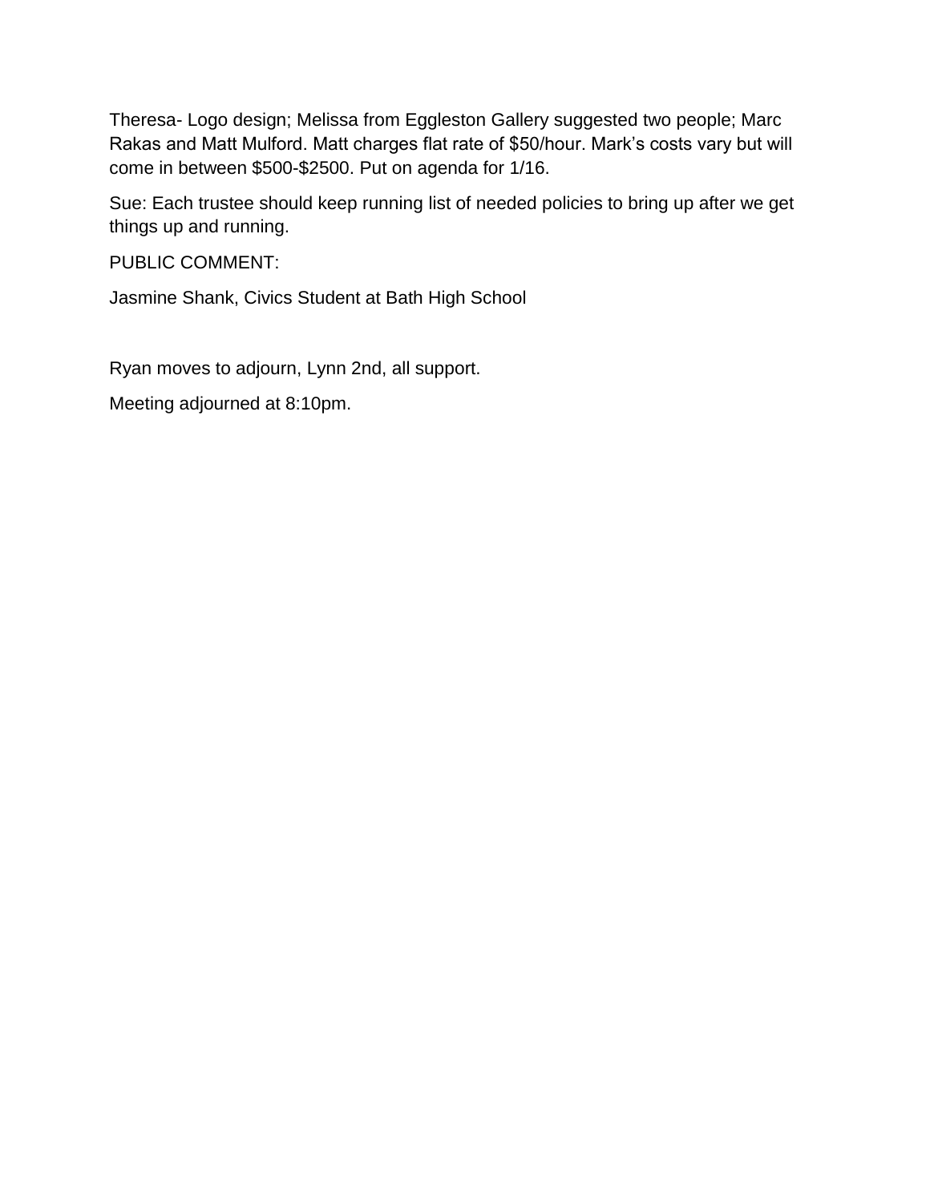Theresa- Logo design; Melissa from Eggleston Gallery suggested two people; Marc Rakas and Matt Mulford. Matt charges flat rate of $50/hour. Mark's costs vary but will come in between $500-$2500. Put on agenda for 1/16.

Sue: Each trustee should keep running list of needed policies to bring up after we get things up and running.

PUBLIC COMMENT:

Jasmine Shank, Civics Student at Bath High School

Ryan moves to adjourn, Lynn 2nd, all support.

Meeting adjourned at 8:10pm.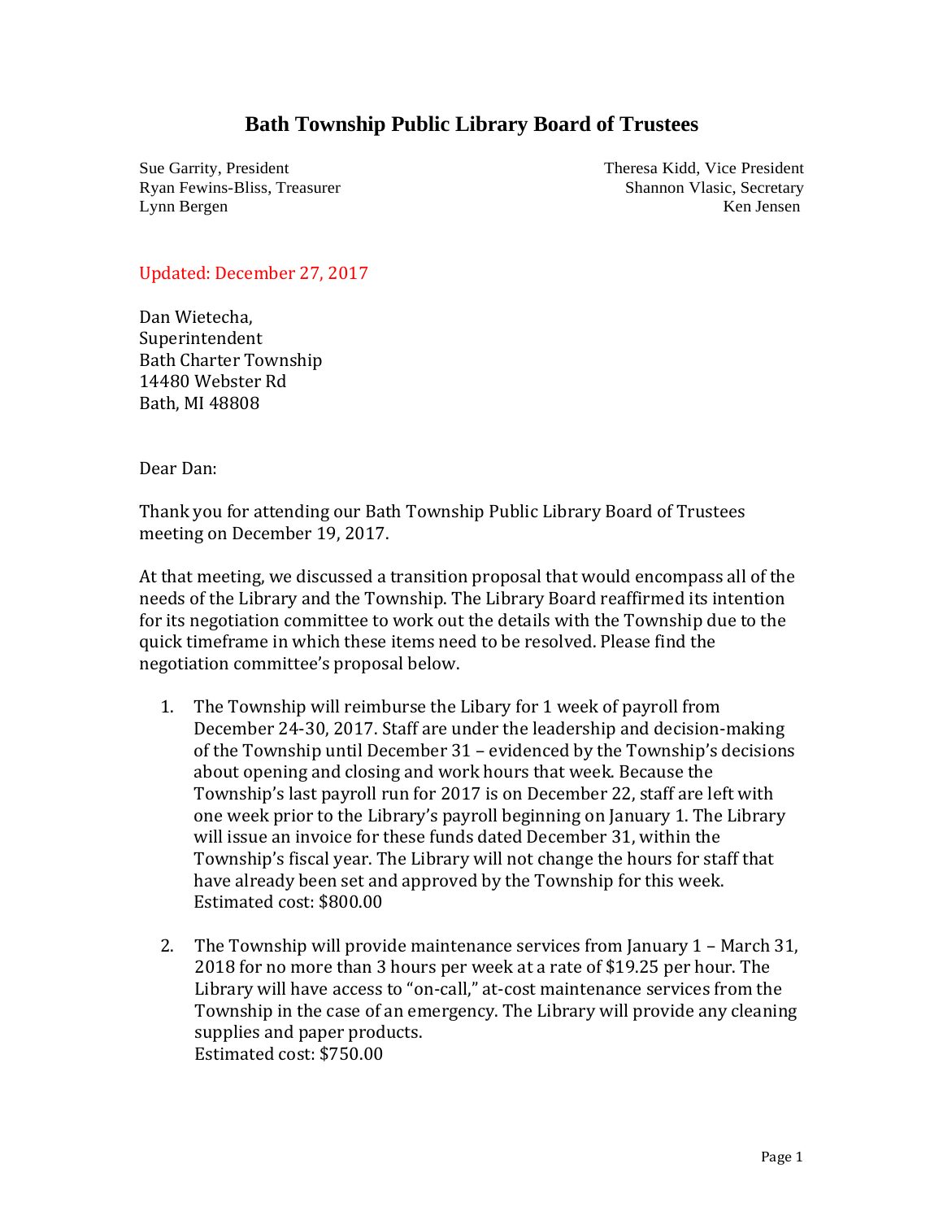# Bath Township Public Library Board of Trustees

Sue Garrity, President
Ryan Fewins-Bliss, Treasurer
Lynn Bergen

Theresa Kidd, Vice President
Shannon Vlasic, Secretary
Ken Jensen

Updated: December 27, 2017

Dan Wietecha,
Superintendent
Bath Charter Township
14480 Webster Rd
Bath, MI 48808

Dear Dan:

Thank you for attending our Bath Township Public Library Board of Trustees meeting on December 19, 2017.

At that meeting, we discussed a transition proposal that would encompass all of the needs of the Library and the Township. The Library Board reaffirmed its intention for its negotiation committee to work out the details with the Township due to the quick timeframe in which these items need to be resolved. Please find the negotiation committee's proposal below.

1. The Township will reimburse the Libary for 1 week of payroll from December 24-30, 2017. Staff are under the leadership and decision-making of the Township until December 31 – evidenced by the Township's decisions about opening and closing and work hours that week. Because the Township's last payroll run for 2017 is on December 22, staff are left with one week prior to the Library's payroll beginning on January 1. The Library will issue an invoice for these funds dated December 31, within the Township's fiscal year. The Library will not change the hours for staff that have already been set and approved by the Township for this week.
   Estimated cost: $800.00

2. The Township will provide maintenance services from January 1 – March 31, 2018 for no more than 3 hours per week at a rate of $19.25 per hour. The Library will have access to "on-call," at-cost maintenance services from the Township in the case of an emergency. The Library will provide any cleaning supplies and paper products.
   Estimated cost: $750.00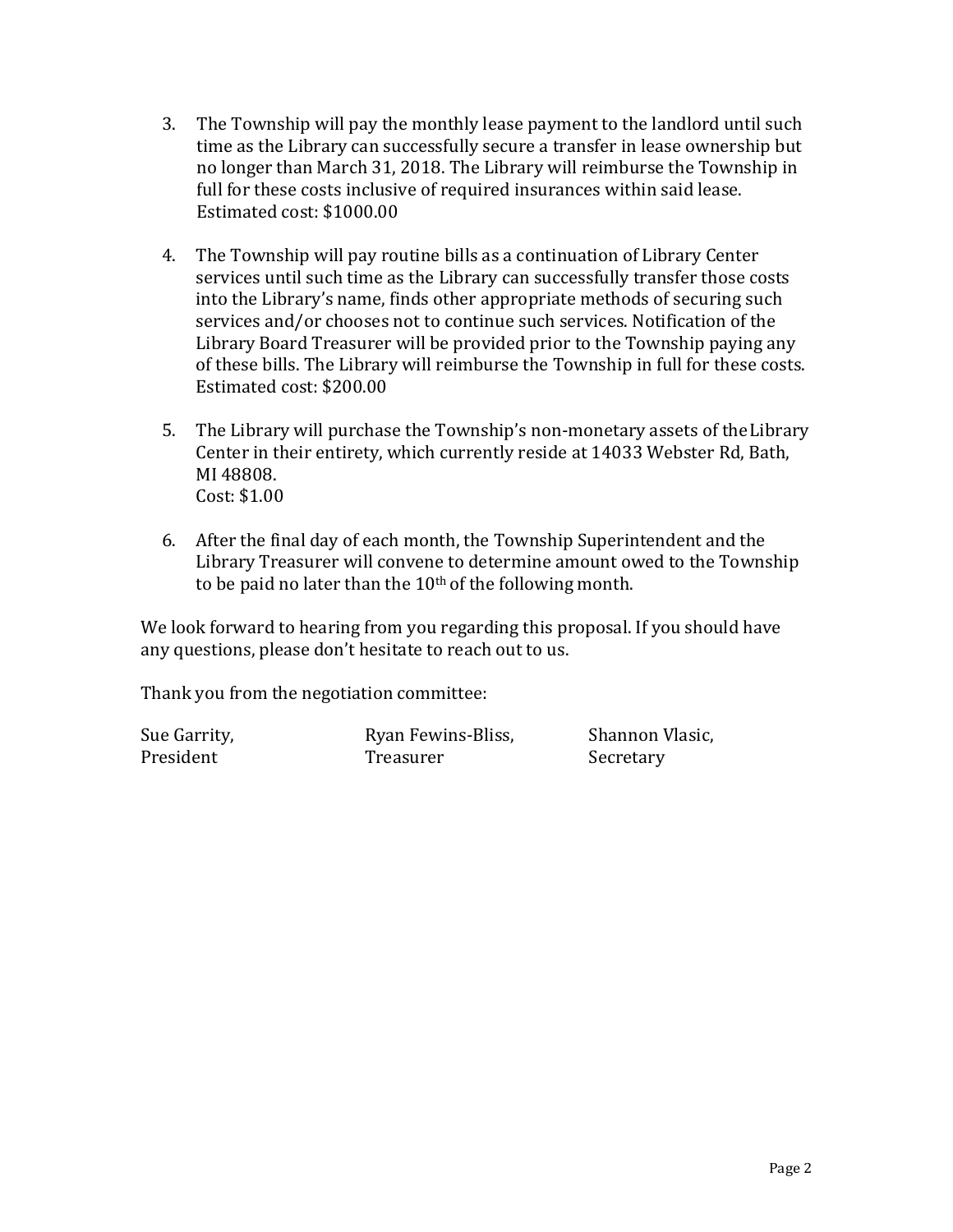3. The Township will pay the monthly lease payment to the landlord until such time as the Library can successfully secure a transfer in lease ownership but no longer than March 31, 2018. The Library will reimburse the Township in full for these costs inclusive of required insurances within said lease. Estimated cost: $1000.00

4. The Township will pay routine bills as a continuation of Library Center services until such time as the Library can successfully transfer those costs into the Library's name, finds other appropriate methods of securing such services and/or chooses not to continue such services. Notification of the Library Board Treasurer will be provided prior to the Township paying any of these bills. The Library will reimburse the Township in full for these costs. Estimated cost: $200.00

5. The Library will purchase the Township's non-monetary assets of the Library Center in their entirety, which currently reside at 14033 Webster Rd, Bath, MI 48808.
   Cost: $1.00

6. After the final day of each month, the Township Superintendent and the Library Treasurer will convene to determine amount owed to the Township to be paid no later than the 10th of the following month.

We look forward to hearing from you regarding this proposal. If you should have any questions, please don't hesitate to reach out to us.

Thank you from the negotiation committee:

Sue Garrity,
President

Ryan Fewins-Bliss,
Treasurer

Shannon Vlasic,
Secretary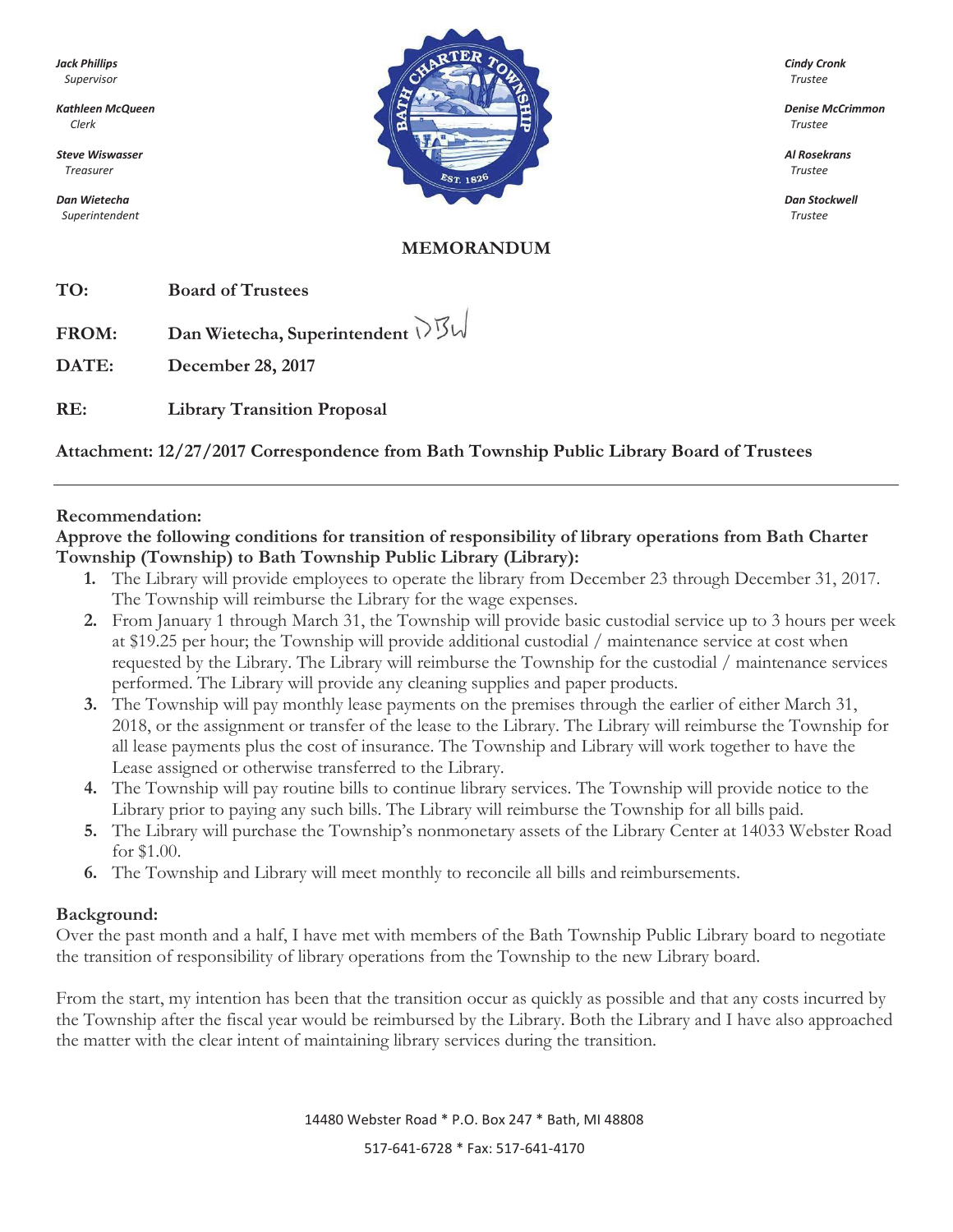*Jack Phillips*
*Supervisor*

*Kathleen McQueen*
*Clerk*

*Steve Wiswasser*
*Treasurer*

*Dan Wietecha*
*Superintendent*

*Cindy Cronk*
*Trustee*

*Denise McCrimmon*
*Trustee*

*Al Rosekrans*
*Trustee*

*Dan Stockwell*
*Trustee*

## MEMORANDUM

**TO:** **Board of Trustees**

**FROM:** **Dan Wietecha, Superintendent** DBW

**DATE:** **December 28, 2017**

**RE:** **Library Transition Proposal**

**Attachment: 12/27/2017 Correspondence from Bath Township Public Library Board of Trustees**

---

**Recommendation:**

**Approve the following conditions for transition of responsibility of library operations from Bath Charter Township (Township) to Bath Township Public Library (Library):**

1. The Library will provide employees to operate the library from December 23 through December 31, 2017. The Township will reimburse the Library for the wage expenses.
2. From January 1 through March 31, the Township will provide basic custodial service up to 3 hours per week at $19.25 per hour; the Township will provide additional custodial / maintenance service at cost when requested by the Library. The Library will reimburse the Township for the custodial / maintenance services performed. The Library will provide any cleaning supplies and paper products.
3. The Township will pay monthly lease payments on the premises through the earlier of either March 31, 2018, or the assignment or transfer of the lease to the Library. The Library will reimburse the Township for all lease payments plus the cost of insurance. The Township and Library will work together to have the Lease assigned or otherwise transferred to the Library.
4. The Township will pay routine bills to continue library services. The Township will provide notice to the Library prior to paying any such bills. The Library will reimburse the Township for all bills paid.
5. The Library will purchase the Township's nonmonetary assets of the Library Center at 14033 Webster Road for $1.00.
6. The Township and Library will meet monthly to reconcile all bills and reimbursements.

**Background:**

Over the past month and a half, I have met with members of the Bath Township Public Library board to negotiate the transition of responsibility of library operations from the Township to the new Library board.

From the start, my intention has been that the transition occur as quickly as possible and that any costs incurred by the Township after the fiscal year would be reimbursed by the Library. Both the Library and I have also approached the matter with the clear intent of maintaining library services during the transition.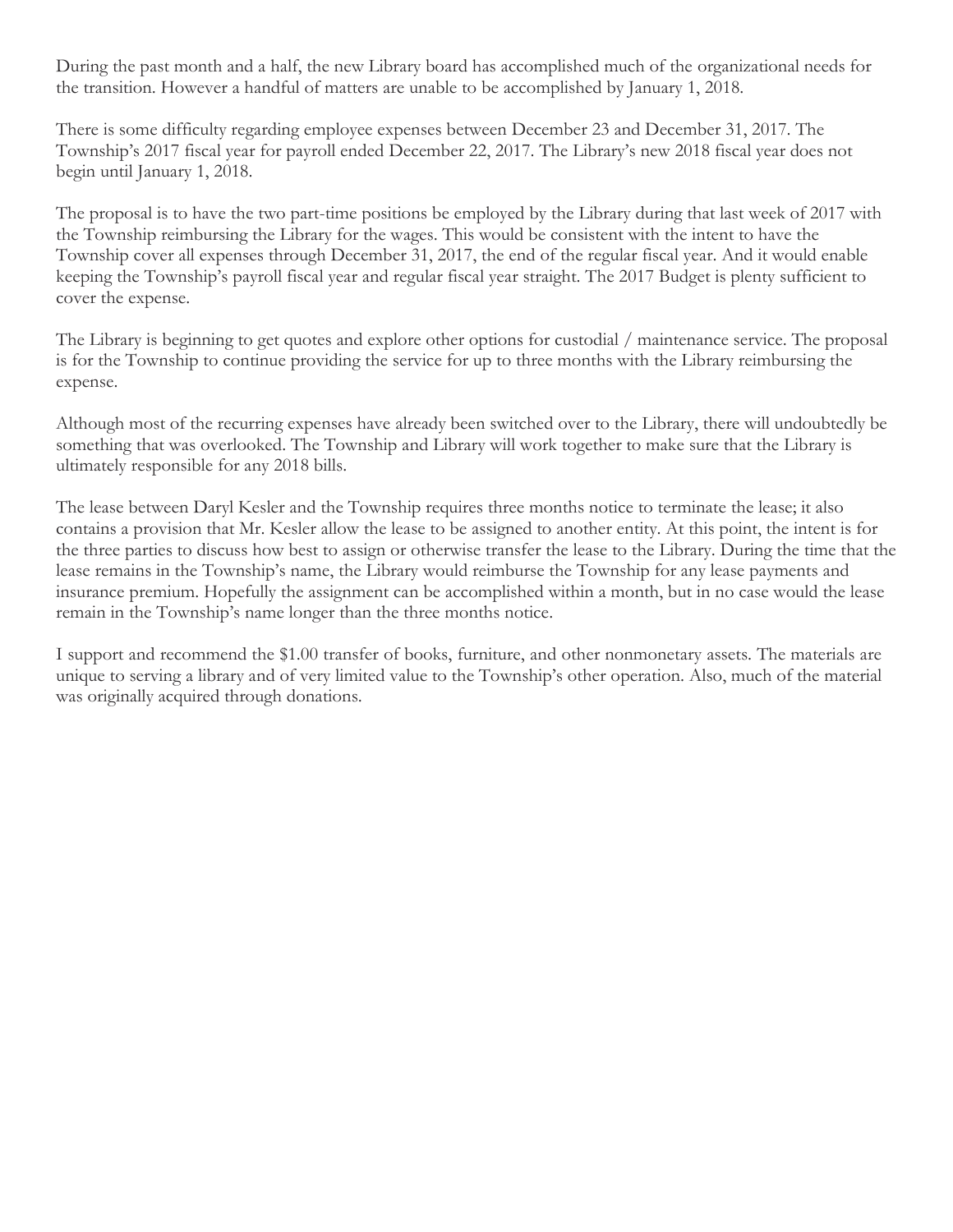During the past month and a half, the new Library board has accomplished much of the organizational needs for the transition. However a handful of matters are unable to be accomplished by January 1, 2018.

There is some difficulty regarding employee expenses between December 23 and December 31, 2017. The Township's 2017 fiscal year for payroll ended December 22, 2017. The Library's new 2018 fiscal year does not begin until January 1, 2018.

The proposal is to have the two part-time positions be employed by the Library during that last week of 2017 with the Township reimbursing the Library for the wages. This would be consistent with the intent to have the Township cover all expenses through December 31, 2017, the end of the regular fiscal year. And it would enable keeping the Township's payroll fiscal year and regular fiscal year straight. The 2017 Budget is plenty sufficient to cover the expense.

The Library is beginning to get quotes and explore other options for custodial / maintenance service. The proposal is for the Township to continue providing the service for up to three months with the Library reimbursing the expense.

Although most of the recurring expenses have already been switched over to the Library, there will undoubtedly be something that was overlooked. The Township and Library will work together to make sure that the Library is ultimately responsible for any 2018 bills.

The lease between Daryl Kesler and the Township requires three months notice to terminate the lease; it also contains a provision that Mr. Kesler allow the lease to be assigned to another entity. At this point, the intent is for the three parties to discuss how best to assign or otherwise transfer the lease to the Library. During the time that the lease remains in the Township's name, the Library would reimburse the Township for any lease payments and insurance premium. Hopefully the assignment can be accomplished within a month, but in no case would the lease remain in the Township's name longer than the three months notice.

I support and recommend the $1.00 transfer of books, furniture, and other nonmonetary assets. The materials are unique to serving a library and of very limited value to the Township's other operation. Also, much of the material was originally acquired through donations.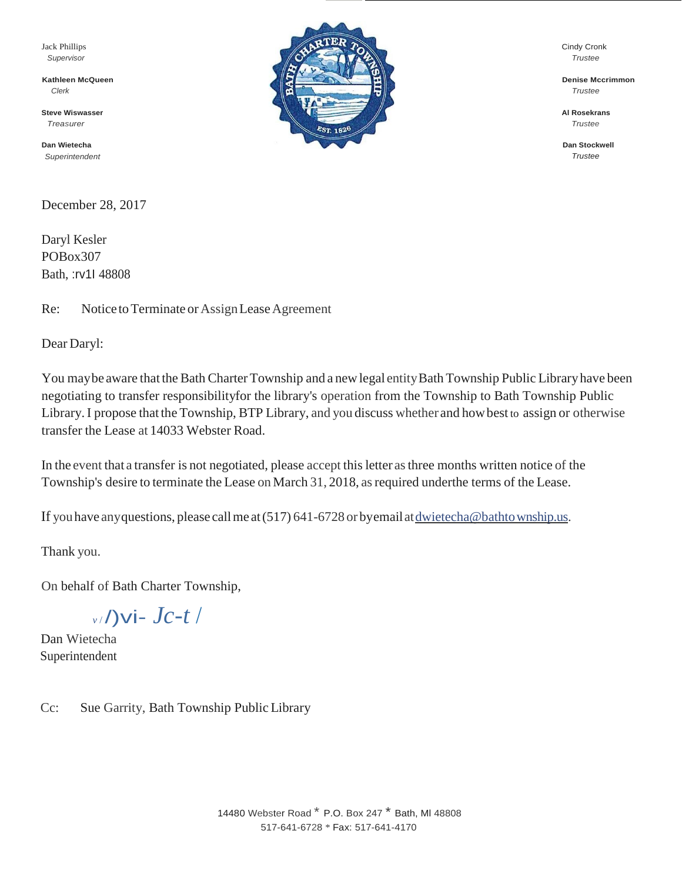Jack Phillips
*Supervisor*

**Kathleen McQueen**
*Clerk*

**Steve Wiswasser**
*Treasurer*

**Dan Wietecha**
*Superintendent*

Cindy Cronk
*Trustee*

**Denise Mccrimmon**
*Trustee*

**Al Rosekrans**
*Trustee*

**Dan Stockwell**
*Trustee*

December 28, 2017

Daryl Kesler
POBox307
Bath, :rv1I 48808

Re: Notice to Terminate or Assign Lease Agreement

Dear Daryl:

You maybe aware that the Bath Charter Township and a new legal entity Bath Township Public Library have been negotiating to transfer responsibilityfor the library's operation from the Township to Bath Township Public Library. I propose that the Township, BTP Library, and you discuss whether and how best to assign or otherwise transfer the Lease at 14033 Webster Road.

In the event that a transfer is not negotiated, please accept this letter as three months written notice of the Township's desire to terminate the Lease on March 31, 2018, as required underthe terms of the Lease.

If you have anyquestions, please call me at (517) 641-6728 or byemail at dwietecha@bathtownship.us.

Thank you.

On behalf of Bath Charter Township,

*v/ /)vi- Jc-t /*

Dan Wietecha
Superintendent

Cc: Sue Garrity, Bath Township Public Library

14480 Webster Road * P.O. Box 247 * Bath, MI 48808
517-641-6728 * Fax: 517-641-4170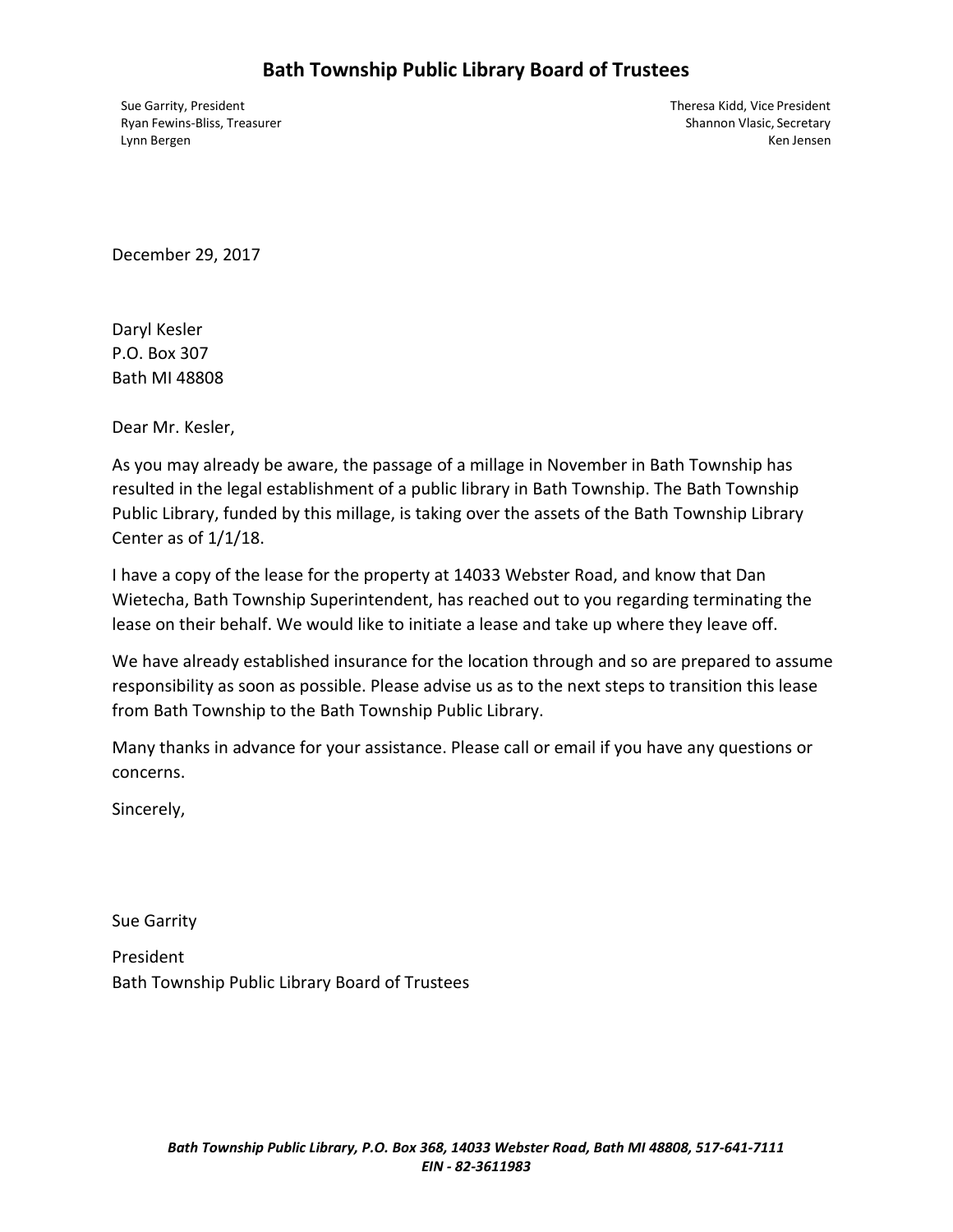# Bath Township Public Library Board of Trustees

Sue Garrity, President
Ryan Fewins-Bliss, Treasurer
Lynn Bergen

Theresa Kidd, Vice President
Shannon Vlasic, Secretary
Ken Jensen

December 29, 2017

Daryl Kesler
P.O. Box 307
Bath MI 48808

Dear Mr. Kesler,

As you may already be aware, the passage of a millage in November in Bath Township has resulted in the legal establishment of a public library in Bath Township. The Bath Township Public Library, funded by this millage, is taking over the assets of the Bath Township Library Center as of 1/1/18.

I have a copy of the lease for the property at 14033 Webster Road, and know that Dan Wietecha, Bath Township Superintendent, has reached out to you regarding terminating the lease on their behalf. We would like to initiate a lease and take up where they leave off.

We have already established insurance for the location through and so are prepared to assume responsibility as soon as possible. Please advise us as to the next steps to transition this lease from Bath Township to the Bath Township Public Library.

Many thanks in advance for your assistance. Please call or email if you have any questions or concerns.

Sincerely,

Sue Garrity

President
Bath Township Public Library Board of Trustees

***Bath Township Public Library, P.O. Box 368, 14033 Webster Road, Bath MI 48808, 517-641-7111***
***EIN - 82-3611983***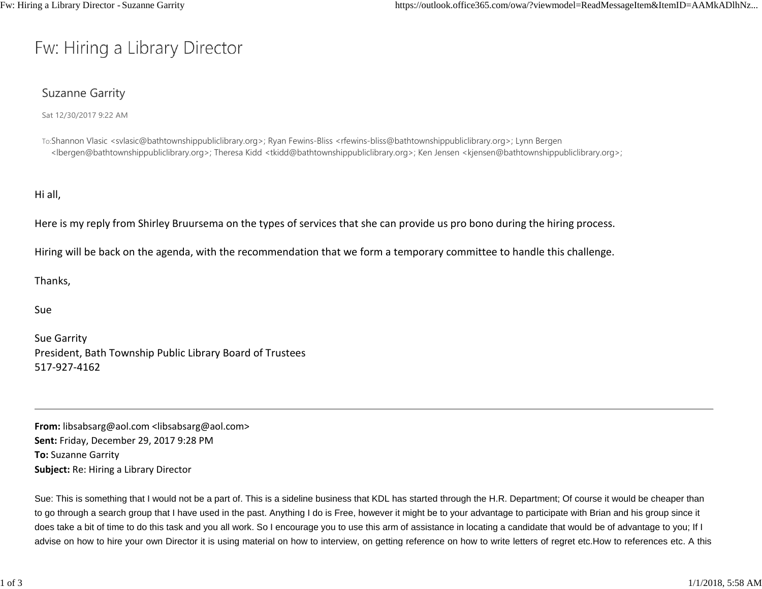# Fw: Hiring a Library Director

Suzanne Garrity

Sat 12/30/2017 9:22 AM

To: Shannon Vlasic <svlasic@bathtownshippubliclibrary.org>; Ryan Fewins-Bliss <rfewins-bliss@bathtownshippubliclibrary.org>; Lynn Bergen <lbergen@bathtownshippubliclibrary.org>; Theresa Kidd <tkidd@bathtownshippubliclibrary.org>; Ken Jensen <kjensen@bathtownshippubliclibrary.org>;

Hi all,

Here is my reply from Shirley Bruursema on the types of services that she can provide us pro bono during the hiring process.

Hiring will be back on the agenda, with the recommendation that we form a temporary committee to handle this challenge.

Thanks,

Sue

Sue Garrity
President, Bath Township Public Library Board of Trustees
517-927-4162

---

**From:** libsabsarg@aol.com <libsabsarg@aol.com>
**Sent:** Friday, December 29, 2017 9:28 PM
**To:** Suzanne Garrity
**Subject:** Re: Hiring a Library Director

Sue: This is something that I would not be a part of. This is a sideline business that KDL has started through the H.R. Department; Of course it would be cheaper than to go through a search group that I have used in the past. Anything I do is Free, however it might be to your advantage to participate with Brian and his group since it does take a bit of time to do this task and you all work. So I encourage you to use this arm of assistance in locating a candidate that would be of advantage to you; If I advise on how to hire your own Director it is using material on how to interview, on getting reference on how to write letters of regret etc.How to references etc. A this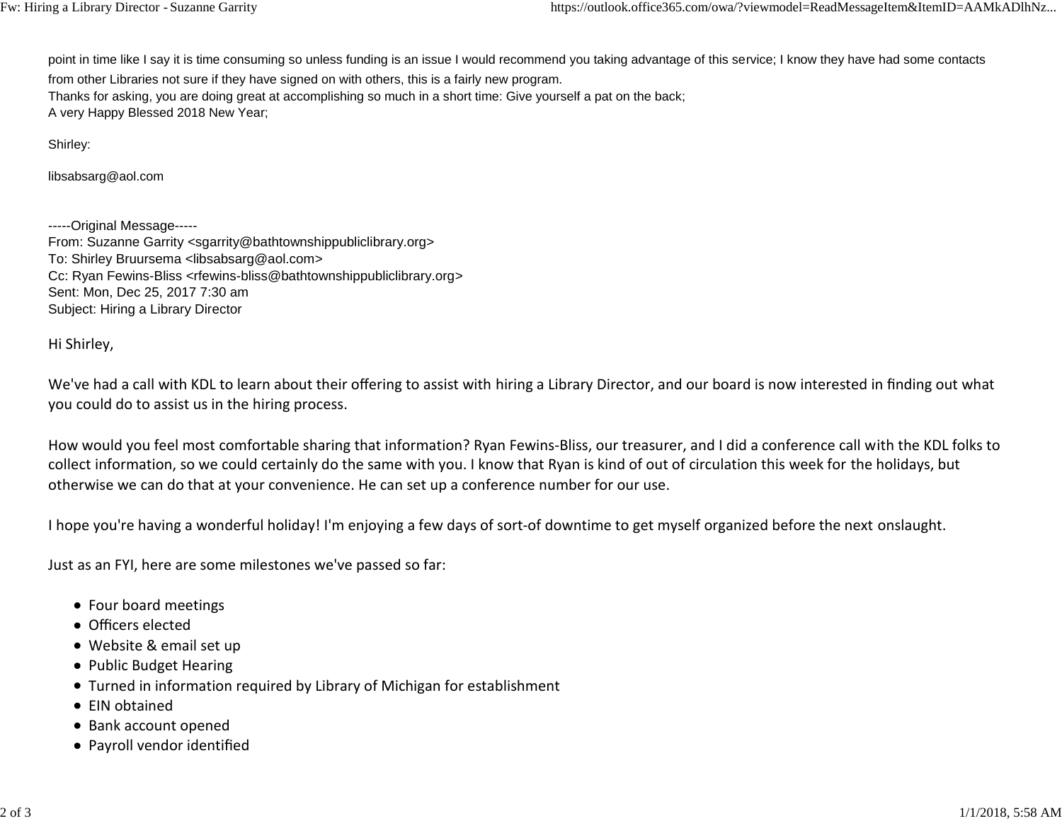point in time like I say it is time consuming so unless funding is an issue I would recommend you taking advantage of this service; I know they have had some contacts from other Libraries not sure if they have signed on with others, this is a fairly new program.
Thanks for asking, you are doing great at accomplishing so much in a short time: Give yourself a pat on the back;
A very Happy Blessed 2018 New Year;

Shirley:

libsabsarg@aol.com

-----Original Message-----
From: Suzanne Garrity <sgarrity@bathtownshippubliclibrary.org>
To: Shirley Bruursema <libsabsarg@aol.com>
Cc: Ryan Fewins-Bliss <rfewins-bliss@bathtownshippubliclibrary.org>
Sent: Mon, Dec 25, 2017 7:30 am
Subject: Hiring a Library Director

Hi Shirley,

We've had a call with KDL to learn about their offering to assist with hiring a Library Director, and our board is now interested in finding out what you could do to assist us in the hiring process.

How would you feel most comfortable sharing that information? Ryan Fewins-Bliss, our treasurer, and I did a conference call with the KDL folks to collect information, so we could certainly do the same with you. I know that Ryan is kind of out of circulation this week for the holidays, but otherwise we can do that at your convenience. He can set up a conference number for our use.

I hope you're having a wonderful holiday! I'm enjoying a few days of sort-of downtime to get myself organized before the next onslaught.

Just as an FYI, here are some milestones we've passed so far:

- Four board meetings
- Officers elected
- Website & email set up
- Public Budget Hearing
- Turned in information required by Library of Michigan for establishment
- EIN obtained
- Bank account opened
- Payroll vendor identified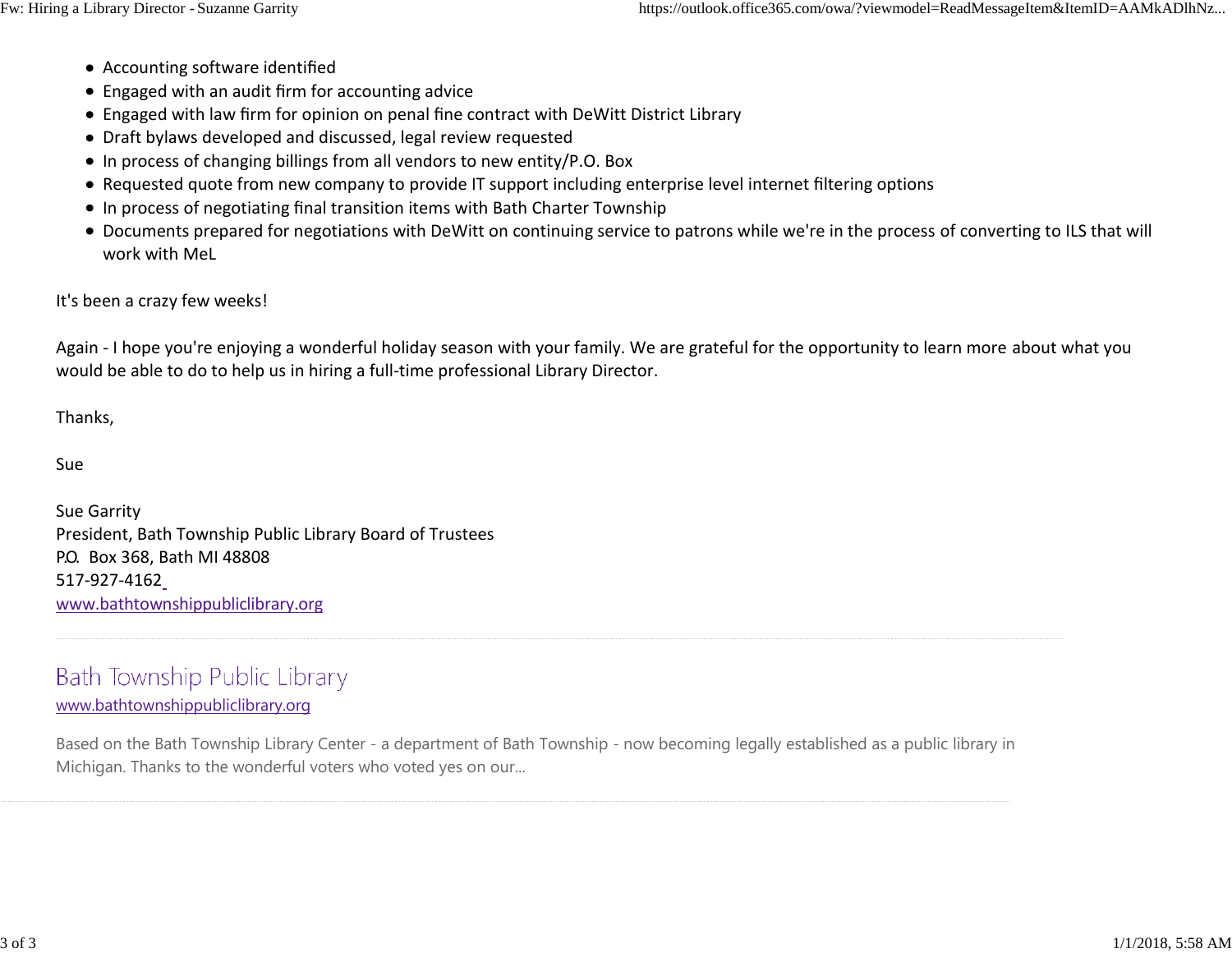- Accounting software identified
- Engaged with an audit firm for accounting advice
- Engaged with law firm for opinion on penal fine contract with DeWitt District Library
- Draft bylaws developed and discussed, legal review requested
- In process of changing billings from all vendors to new entity/P.O. Box
- Requested quote from new company to provide IT support including enterprise level internet filtering options
- In process of negotiating final transition items with Bath Charter Township
- Documents prepared for negotiations with DeWitt on continuing service to patrons while we're in the process of converting to ILS that will work with MeL

It's been a crazy few weeks!

Again - I hope you're enjoying a wonderful holiday season with your family. We are grateful for the opportunity to learn more about what you would be able to do to help us in hiring a full-time professional Library Director.

Thanks,

Sue

Sue Garrity
President, Bath Township Public Library Board of Trustees
P.O. Box 368, Bath MI 48808
517-927-4162
www.bathtownshippubliclibrary.org

---

Bath Township Public Library
www.bathtownshippubliclibrary.org

Based on the Bath Township Library Center - a department of Bath Township - now becoming legally established as a public library in Michigan. Thanks to the wonderful voters who voted yes on our...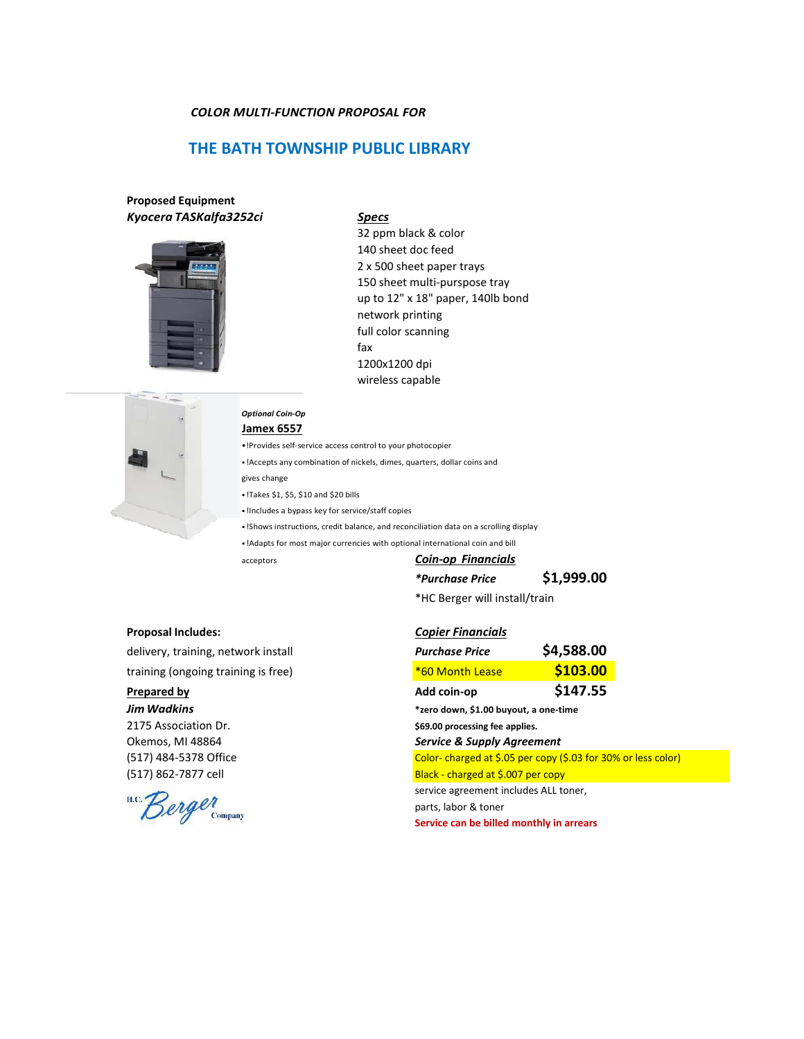*COLOR MULTI-FUNCTION PROPOSAL FOR*

## THE BATH TOWNSHIP PUBLIC LIBRARY

**Proposed Equipment**
***Kyocera TASKalfa3252ci***

***Specs***

32 ppm black & color
140 sheet doc feed
2 x 500 sheet paper trays
150 sheet multi-purspose tray
up to 12" x 18" paper, 140lb bond
network printing
full color scanning
fax
1200x1200 dpi
wireless capable

***Optional Coin-Op***
**Jamex 6557**

- Provides self-service access control to your photocopier
- Accepts any combination of nickels, dimes, quarters, dollar coins and gives change
- Takes $1, $5, $10 and $20 bills
- Includes a bypass key for service/staff copies
- Shows instructions, credit balance, and reconciliation data on a scrolling display
- Adapts for most major currencies with optional international coin and bill acceptors

***Coin-op Financials***

| | |
|---|---|
| ****Purchase Price*** | **$1,999.00** |

*HC Berger will install/train

**Proposal Includes:**

delivery, training, network install
training (ongoing training is free)

**Prepared by**
***Jim Wadkins***
2175 Association Dr.
Okemos, MI 48864
(517) 484-5378 Office
(517) 862-7877 cell

H.C. Berger Company

***Copier Financials***

| | |
|---|---|
| ***Purchase Price*** | **$4,588.00** |
| *60 Month Lease | **$103.00** |
| **Add coin-op** | **$147.55** |

**\*zero down, $1.00 buyout, a one-time $69.00 processing fee applies.**

***Service & Supply Agreement***

Color- charged at $.05 per copy ($.03 for 30% or less color)
Black - charged at $.007 per copy
service agreement includes ALL toner, parts, labor & toner
**Service can be billed monthly in arrears**